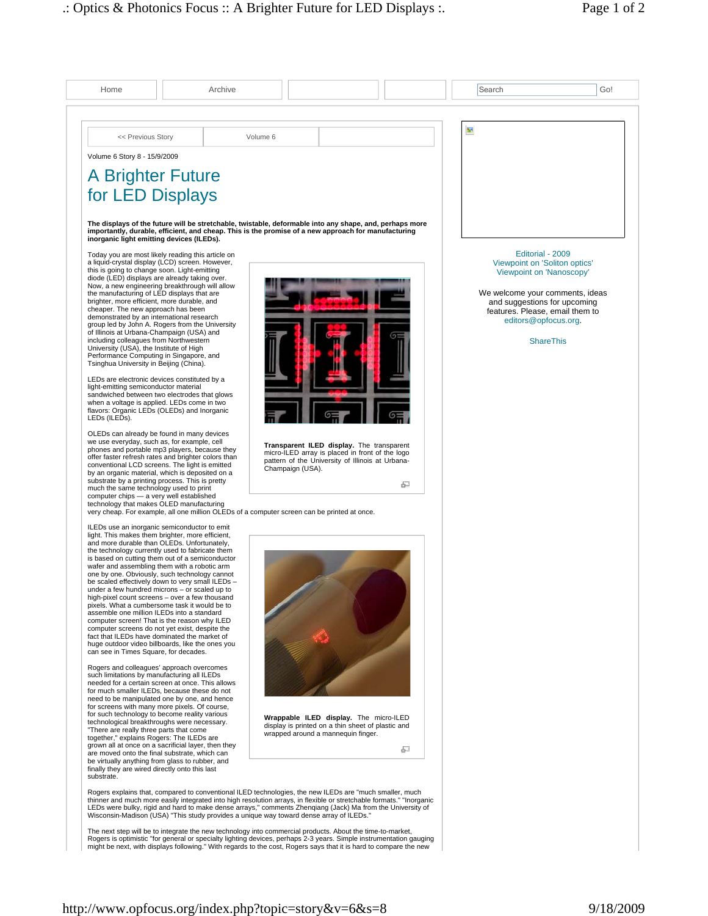Home | Archive | Search Go!

<< Previous Story | Volume 6

Volume 6 Story 8 - 15/9/2009

# A Brighter Future for LED Displays

**The displays of the future will be stretchable, twistable, deformable into any shape, and, perhaps more importantly, durable, efficient, and cheap. This is the promise of a new approach for manufacturing inorganic light emitting devices (ILEDs).**

Today you are most likely reading this article on a liquid-crystal display (LCD) screen. However, this is going to change soon. Light-emitting diode (LED) displays are already taking over. Now, a new engineering breakthrough will allow the manufacturing of LED displays that are brighter, more efficient, more durable, and cheaper. The new approach has been demonstrated by an international research group led by John A. Rogers from the University of Illinois at Urbana-Champaign (USA) and including colleagues from Northwestern University (USA), the Institute of High Performance Computing in Singapore, and Tsinghua University in Beijing (China).

**Transparent ILED display.** The transparent micro-ILED array is placed in front of the logo pattern of the University of Illinois at Urbana-Champaign (USA).

LEDs are electronic devices constituted by a light-emitting semiconductor material sandwiched between two electrodes that glows when a voltage is applied. LEDs come in two flavors: Organic LEDs (OLEDs) and Inorganic LEDs (ILEDs).

OLEDs can already be found in many devices we use everyday, such as, for example, cell phones and portable mp3 players, because they offer faster refresh rates and brighter colors than conventional LCD screens. The light is emitted by an organic material, which is deposited on a substrate by a printing process. This is pretty much the same technology used to print computer chips — a very well established technology that makes OLED manufacturing very cheap. For example, all one million OLEDs of a computer screen can be printed at once.

ILEDs use an inorganic semiconductor to emit light. This makes them brighter, more efficient, and more durable than OLEDs. Unfortunately, the technology currently used to fabricate them is based on cutting them out of a semiconductor wafer and assembling them with a robotic arm one by one. Obviously, such technology cannot be scaled effectively down to very small ILEDs – under a few hundred microns – or scaled up to high-pixel count screens – over a few thousand pixels. What a cumbersome task it would be to assemble one million ILEDs into a standard computer screen! That is the reason why ILED computer screens do not yet exist, despite the fact that ILEDs have dominated the market of huge outdoor video billboards, like the ones you can see in Times Square, for decades.

**Wrappable ILED display.** The micro-ILED display is printed on a thin sheet of plastic and wrapped around a mannequin finger.

Rogers and colleagues' approach overcomes such limitations by manufacturing all ILEDs needed for a certain screen at once. This allows for much smaller ILEDs, because these do not need to be manipulated one by one, and hence for screens with many more pixels. Of course, for such technology to become reality various technological breakthroughs were necessary. "There are really three parts that come together," explains Rogers: The ILEDs are grown all at once on a sacrificial layer, then they are moved onto the final substrate, which can be virtually anything from glass to rubber, and finally they are wired directly onto this last substrate.

Rogers explains that, compared to conventional ILED technologies, the new ILEDs are "much smaller, much thinner and much more easily integrated into high resolution arrays, in flexible or stretchable formats." "Inorganic LEDs were bulky, rigid and hard to make dense arrays," comments Zhenqiang (Jack) Ma from the University of Wisconsin-Madison (USA) "This study provides a unique way toward dense array of ILEDs."

The next step will be to integrate the new technology into commercial products. About the time-to-market, Rogers is optimistic "for general or specialty lighting devices, perhaps 2-3 years. Simple instrumentation gauging might be next, with displays following." With regards to the cost, Rogers says that it is hard to compare the new

Editorial - 2009
Viewpoint on 'Soliton optics'
Viewpoint on 'Nanoscopy'

We welcome your comments, ideas and suggestions for upcoming features. Please, email them to editors@opfocus.org.

ShareThis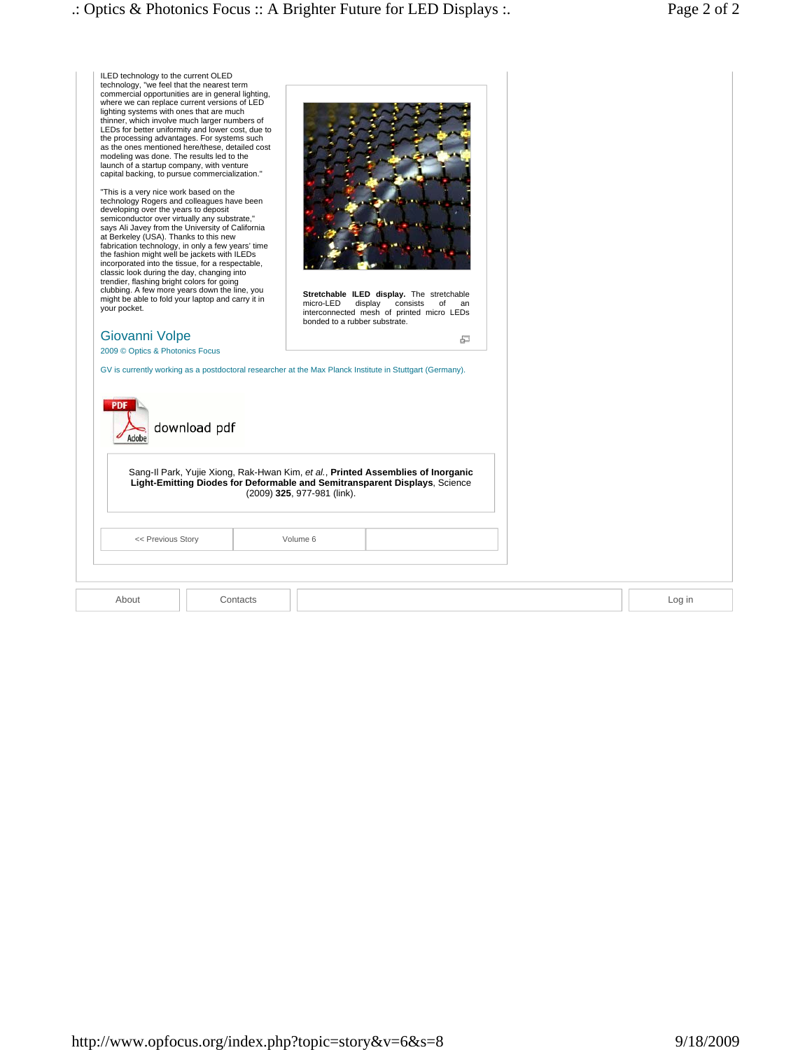ILED technology to the current OLED technology, "we feel that the nearest term commercial opportunities are in general lighting, where we can replace current versions of LED lighting systems with ones that are much thinner, which involve much larger numbers of LEDs for better uniformity and lower cost, due to the processing advantages. For systems such as the ones mentioned here/these, detailed cost modeling was done. The results led to the launch of a startup company, with venture capital backing, to pursue commercialization."

"This is a very nice work based on the technology Rogers and colleagues have been developing over the years to deposit semiconductor over virtually any substrate," says Ali Javey from the University of California at Berkeley (USA). Thanks to this new fabrication technology, in only a few years' time the fashion might well be jackets with ILEDs incorporated into the tissue, for a respectable, classic look during the day, changing into trendier, flashing bright colors for going clubbing. A few more years down the line, you might be able to fold your laptop and carry it in your pocket.

**Stretchable ILED display.** The stretchable micro-LED display consists of an interconnected mesh of printed micro LEDs bonded to a rubber substrate.

## Giovanni Volpe

2009 © Optics & Photonics Focus

GV is currently working as a postdoctoral researcher at the Max Planck Institute in Stuttgart (Germany).

download pdf

Sang-Il Park, Yujie Xiong, Rak-Hwan Kim, *et al.*, **Printed Assemblies of Inorganic Light-Emitting Diodes for Deformable and Semitransparent Displays**, Science (2009) **325**, 977-981 (link).

<< Previous Story | Volume 6

About | Contacts | Log in